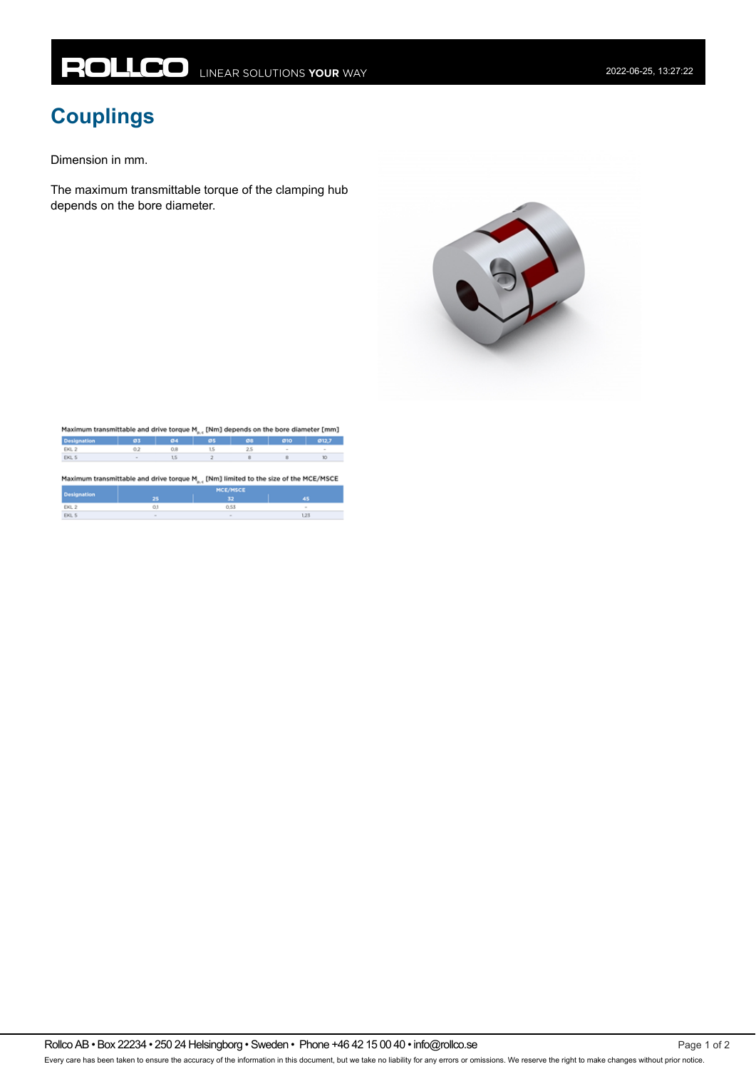# Couplings

Dimension in mm.

The maximum transmittable torque of the clamping hub depends on the bore diameter.

Maximum transmittable and drive torque $M_{a,s}$ [Nm] depends on the bore diameter [mm]

| Designation | Ø3 | Ø4 | Ø5 | Ø8 | Ø10 | Ø12,7 |
|---|---|---|---|---|---|---|
| EKL 2 | 0,2 | 0,8 | 1,5 | 2,5 | - | - |
| EKL 5 | - | 1,5 | 2 | 8 | 8 | 10 |

Maximum transmittable and drive torque $M_{a,s}$ [Nm] limited to the size of the MCE/MSCE

| Designation | MCE/MSCE | | |
|---|---|---|---|
| | 25 | 32 | 45 |
| EKL 2 | 0,1 | 0,53 | - |
| EKL 5 | - | - | 1,23 |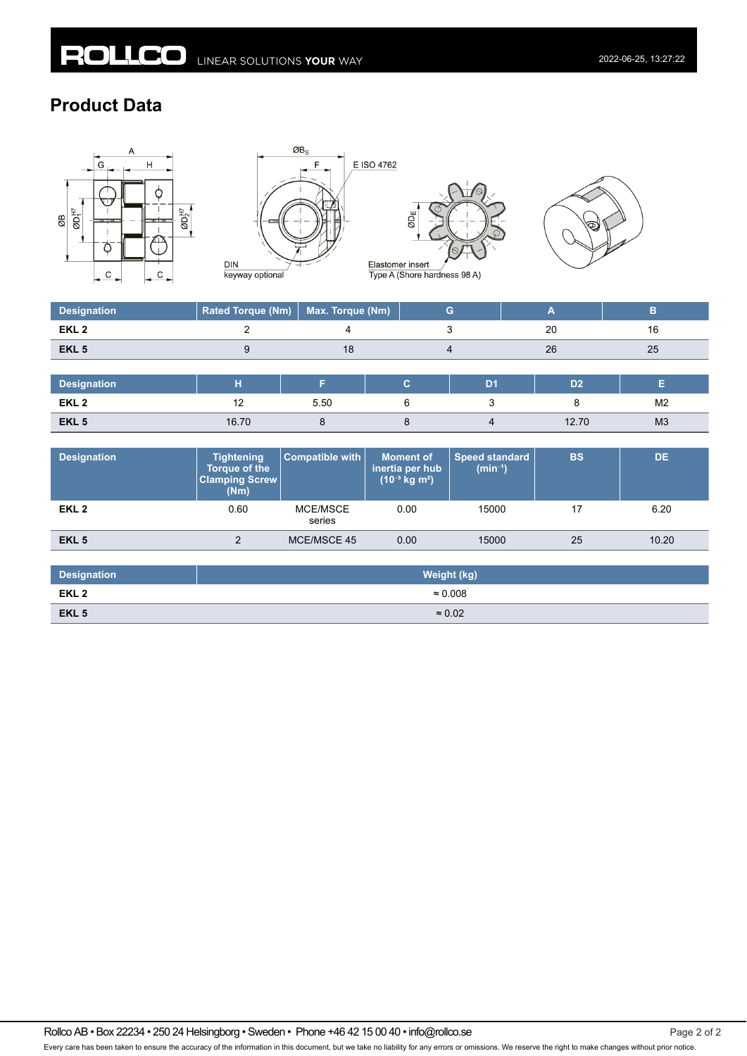## Product Data

ØB ØD1 H7 ØD2 H7 A G H C C

ØBS F E ISO 4762

DIN keyway optional

ØDE

Elastomer insert Type A (Shore hardness 98 A)

| Designation | Rated Torque (Nm) | Max. Torque (Nm) | G | A | B |
|---|---|---|---|---|---|
| EKL 2 | 2 | 4 | 3 | 20 | 16 |
| EKL 5 | 9 | 18 | 4 | 26 | 25 |

| Designation | H | F | C | D1 | D2 | E |
|---|---|---|---|---|---|---|
| EKL 2 | 12 | 5.50 | 6 | 3 | 8 | M2 |
| EKL 5 | 16.70 | 8 | 8 | 4 | 12.70 | M3 |

| Designation | Tightening Torque of the Clamping Screw (Nm) | Compatible with | Moment of inertia per hub ($10^{-3}$ kg m²) | Speed standard ($min^{-1}$) | BS | DE |
|---|---|---|---|---|---|---|
| EKL 2 | 0.60 | MCE/MSCE series | 0.00 | 15000 | 17 | 6.20 |
| EKL 5 | 2 | MCE/MSCE 45 | 0.00 | 15000 | 25 | 10.20 |

| Designation | Weight (kg) |
|---|---|
| EKL 2 | ≈ 0.008 |
| EKL 5 | ≈ 0.02 |